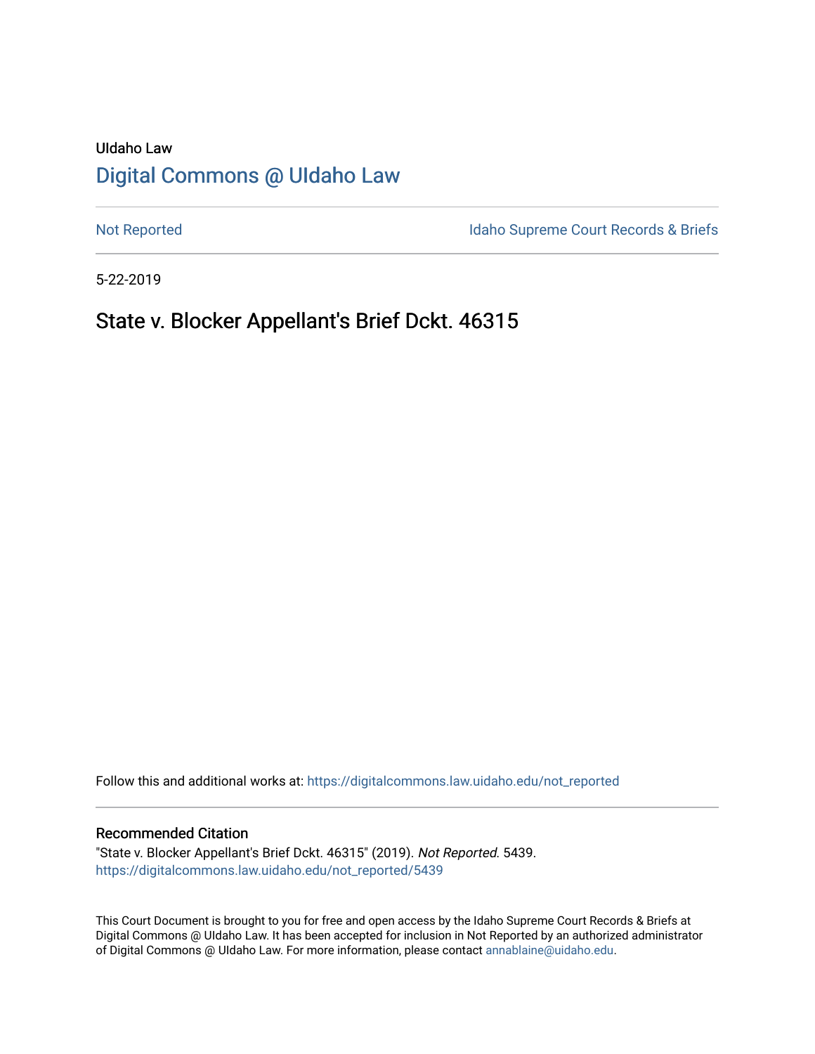UIdaho Law

# [Digital Commons @ UIdaho Law](https://digitalcommons.law.uidaho.edu/)

[Not Reported](https://digitalcommons.law.uidaho.edu/not_reported) | [Idaho Supreme Court Records & Briefs](https://digitalcommons.law.uidaho.edu/isc_records_briefs)

5-22-2019

## State v. Blocker Appellant's Brief Dckt. 46315

Follow this and additional works at: https://digitalcommons.law.uidaho.edu/not_reported

### Recommended Citation

"State v. Blocker Appellant's Brief Dckt. 46315" (2019). *Not Reported*. 5439.
https://digitalcommons.law.uidaho.edu/not_reported/5439

This Court Document is brought to you for free and open access by the Idaho Supreme Court Records & Briefs at Digital Commons @ UIdaho Law. It has been accepted for inclusion in Not Reported by an authorized administrator of Digital Commons @ UIdaho Law. For more information, please contact annablaine@uidaho.edu.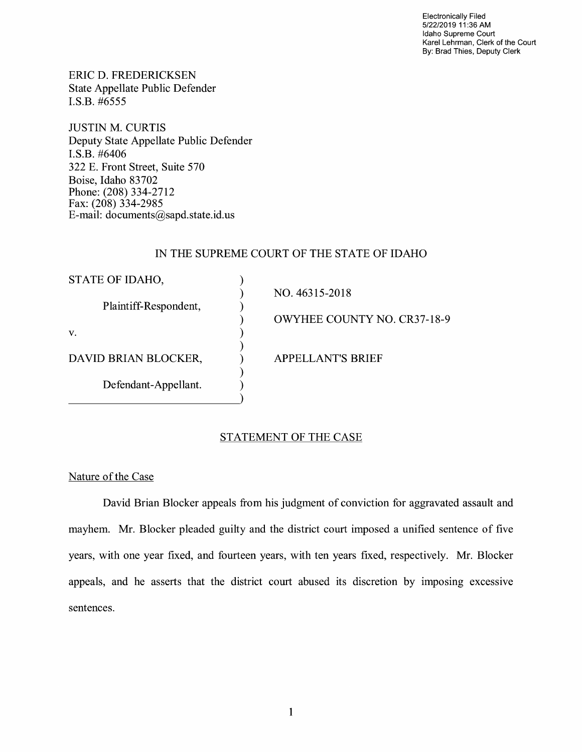Electronically Filed
5/22/2019 11:36 AM
Idaho Supreme Court
Karel Lehrman, Clerk of the Court
By: Brad Thies, Deputy Clerk

ERIC D. FREDERICKSEN
State Appellate Public Defender
I.S.B. #6555

JUSTIN M. CURTIS
Deputy State Appellate Public Defender
I.S.B. #6406
322 E. Front Street, Suite 570
Boise, Idaho 83702
Phone: (208) 334-2712
Fax: (208) 334-2985
E-mail: documents@sapd.state.id.us

IN THE SUPREME COURT OF THE STATE OF IDAHO

| | |
|---|---|
| STATE OF IDAHO, | NO. 46315-2018 |
| Plaintiff-Respondent, | OWYHEE COUNTY NO. CR37-18-9 |
| v. | |
| DAVID BRIAN BLOCKER, | APPELLANT'S BRIEF |
| Defendant-Appellant. | |

## STATEMENT OF THE CASE

### Nature of the Case

David Brian Blocker appeals from his judgment of conviction for aggravated assault and mayhem. Mr. Blocker pleaded guilty and the district court imposed a unified sentence of five years, with one year fixed, and fourteen years, with ten years fixed, respectively. Mr. Blocker appeals, and he asserts that the district court abused its discretion by imposing excessive sentences.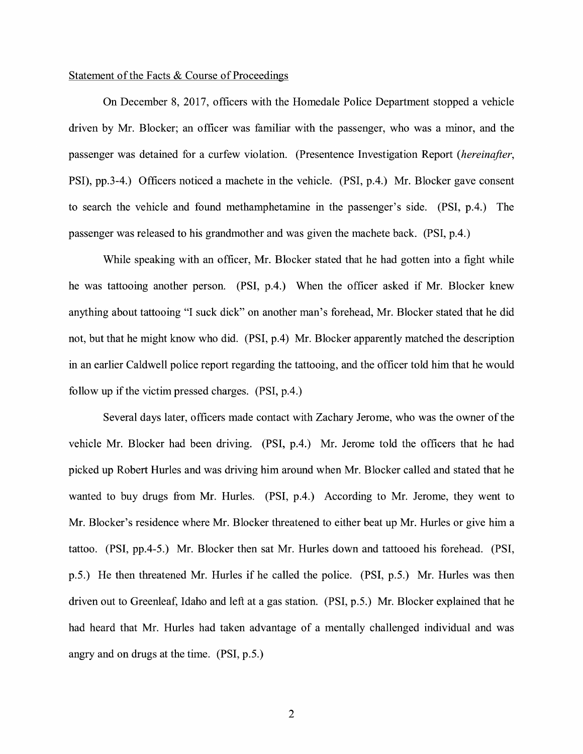Statement of the Facts & Course of Proceedings

On December 8, 2017, officers with the Homedale Police Department stopped a vehicle driven by Mr. Blocker; an officer was familiar with the passenger, who was a minor, and the passenger was detained for a curfew violation. (Presentence Investigation Report (*hereinafter*, PSI), pp.3-4.) Officers noticed a machete in the vehicle. (PSI, p.4.) Mr. Blocker gave consent to search the vehicle and found methamphetamine in the passenger's side. (PSI, p.4.) The passenger was released to his grandmother and was given the machete back. (PSI, p.4.)

While speaking with an officer, Mr. Blocker stated that he had gotten into a fight while he was tattooing another person. (PSI, p.4.) When the officer asked if Mr. Blocker knew anything about tattooing "I suck dick" on another man's forehead, Mr. Blocker stated that he did not, but that he might know who did. (PSI, p.4) Mr. Blocker apparently matched the description in an earlier Caldwell police report regarding the tattooing, and the officer told him that he would follow up if the victim pressed charges. (PSI, p.4.)

Several days later, officers made contact with Zachary Jerome, who was the owner of the vehicle Mr. Blocker had been driving. (PSI, p.4.) Mr. Jerome told the officers that he had picked up Robert Hurles and was driving him around when Mr. Blocker called and stated that he wanted to buy drugs from Mr. Hurles. (PSI, p.4.) According to Mr. Jerome, they went to Mr. Blocker's residence where Mr. Blocker threatened to either beat up Mr. Hurles or give him a tattoo. (PSI, pp.4-5.) Mr. Blocker then sat Mr. Hurles down and tattooed his forehead. (PSI, p.5.) He then threatened Mr. Hurles if he called the police. (PSI, p.5.) Mr. Hurles was then driven out to Greenleaf, Idaho and left at a gas station. (PSI, p.5.) Mr. Blocker explained that he had heard that Mr. Hurles had taken advantage of a mentally challenged individual and was angry and on drugs at the time. (PSI, p.5.)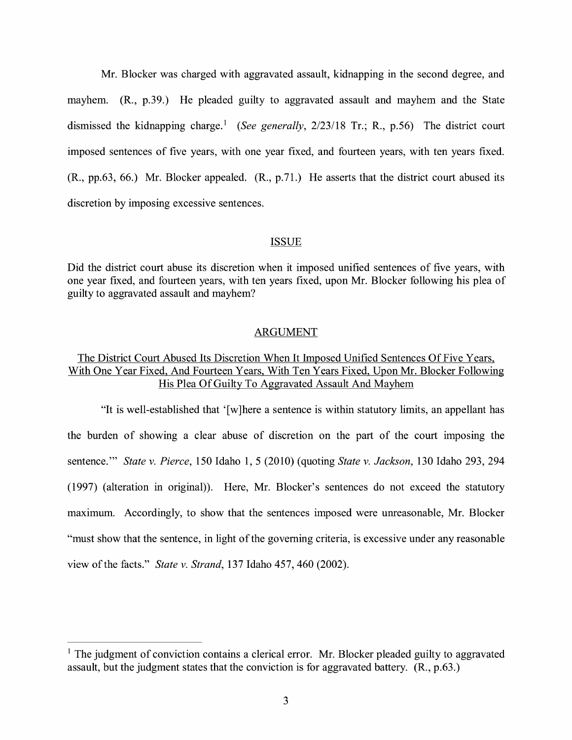Mr. Blocker was charged with aggravated assault, kidnapping in the second degree, and mayhem. (R., p.39.) He pleaded guilty to aggravated assault and mayhem and the State dismissed the kidnapping charge.[1] (*See generally*, 2/23/18 Tr.; R., p.56) The district court imposed sentences of five years, with one year fixed, and fourteen years, with ten years fixed. (R., pp.63, 66.) Mr. Blocker appealed. (R., p.71.) He asserts that the district court abused its discretion by imposing excessive sentences.

## ISSUE

Did the district court abuse its discretion when it imposed unified sentences of five years, with one year fixed, and fourteen years, with ten years fixed, upon Mr. Blocker following his plea of guilty to aggravated assault and mayhem?

## ARGUMENT

### The District Court Abused Its Discretion When It Imposed Unified Sentences Of Five Years, With One Year Fixed, And Fourteen Years, With Ten Years Fixed, Upon Mr. Blocker Following His Plea Of Guilty To Aggravated Assault And Mayhem

"It is well-established that '[w]here a sentence is within statutory limits, an appellant has the burden of showing a clear abuse of discretion on the part of the court imposing the sentence.'" *State v. Pierce*, 150 Idaho 1, 5 (2010) (quoting *State v. Jackson*, 130 Idaho 293, 294 (1997) (alteration in original)). Here, Mr. Blocker's sentences do not exceed the statutory maximum. Accordingly, to show that the sentences imposed were unreasonable, Mr. Blocker "must show that the sentence, in light of the governing criteria, is excessive under any reasonable view of the facts." *State v. Strand*, 137 Idaho 457, 460 (2002).

---

[1] The judgment of conviction contains a clerical error. Mr. Blocker pleaded guilty to aggravated assault, but the judgment states that the conviction is for aggravated battery. (R., p.63.)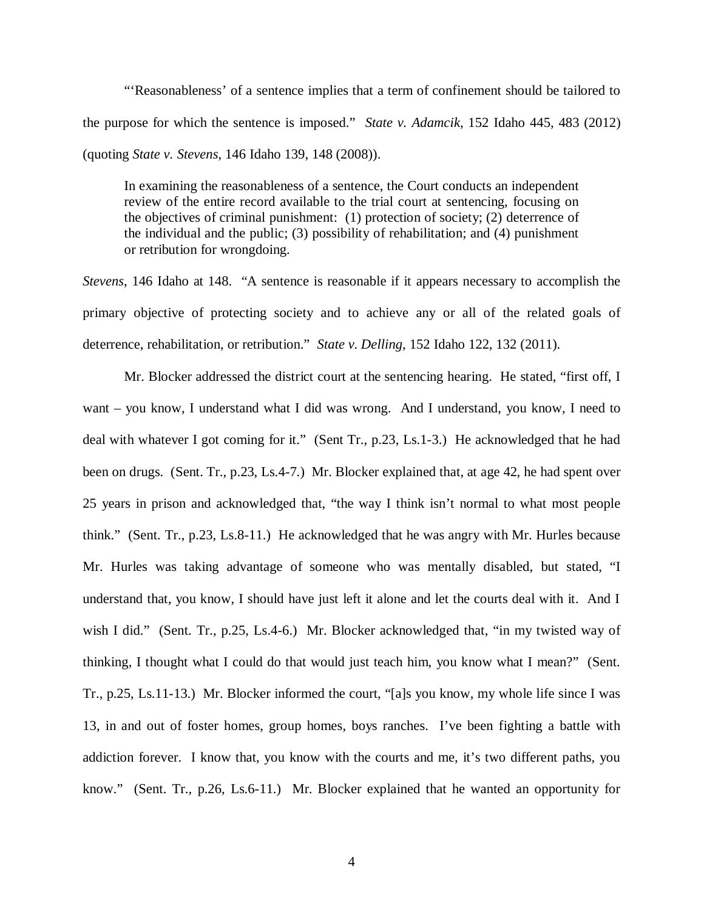"'Reasonableness' of a sentence implies that a term of confinement should be tailored to the purpose for which the sentence is imposed." *State v. Adamcik*, 152 Idaho 445, 483 (2012) (quoting *State v. Stevens*, 146 Idaho 139, 148 (2008)).

> In examining the reasonableness of a sentence, the Court conducts an independent review of the entire record available to the trial court at sentencing, focusing on the objectives of criminal punishment: (1) protection of society; (2) deterrence of the individual and the public; (3) possibility of rehabilitation; and (4) punishment or retribution for wrongdoing.

*Stevens*, 146 Idaho at 148. "A sentence is reasonable if it appears necessary to accomplish the primary objective of protecting society and to achieve any or all of the related goals of deterrence, rehabilitation, or retribution." *State v. Delling*, 152 Idaho 122, 132 (2011).

Mr. Blocker addressed the district court at the sentencing hearing. He stated, "first off, I want – you know, I understand what I did was wrong. And I understand, you know, I need to deal with whatever I got coming for it." (Sent Tr., p.23, Ls.1-3.) He acknowledged that he had been on drugs. (Sent. Tr., p.23, Ls.4-7.) Mr. Blocker explained that, at age 42, he had spent over 25 years in prison and acknowledged that, "the way I think isn't normal to what most people think." (Sent. Tr., p.23, Ls.8-11.) He acknowledged that he was angry with Mr. Hurles because Mr. Hurles was taking advantage of someone who was mentally disabled, but stated, "I understand that, you know, I should have just left it alone and let the courts deal with it. And I wish I did." (Sent. Tr., p.25, Ls.4-6.) Mr. Blocker acknowledged that, "in my twisted way of thinking, I thought what I could do that would just teach him, you know what I mean?" (Sent. Tr., p.25, Ls.11-13.) Mr. Blocker informed the court, "[a]s you know, my whole life since I was 13, in and out of foster homes, group homes, boys ranches. I've been fighting a battle with addiction forever. I know that, you know with the courts and me, it's two different paths, you know." (Sent. Tr., p.26, Ls.6-11.) Mr. Blocker explained that he wanted an opportunity for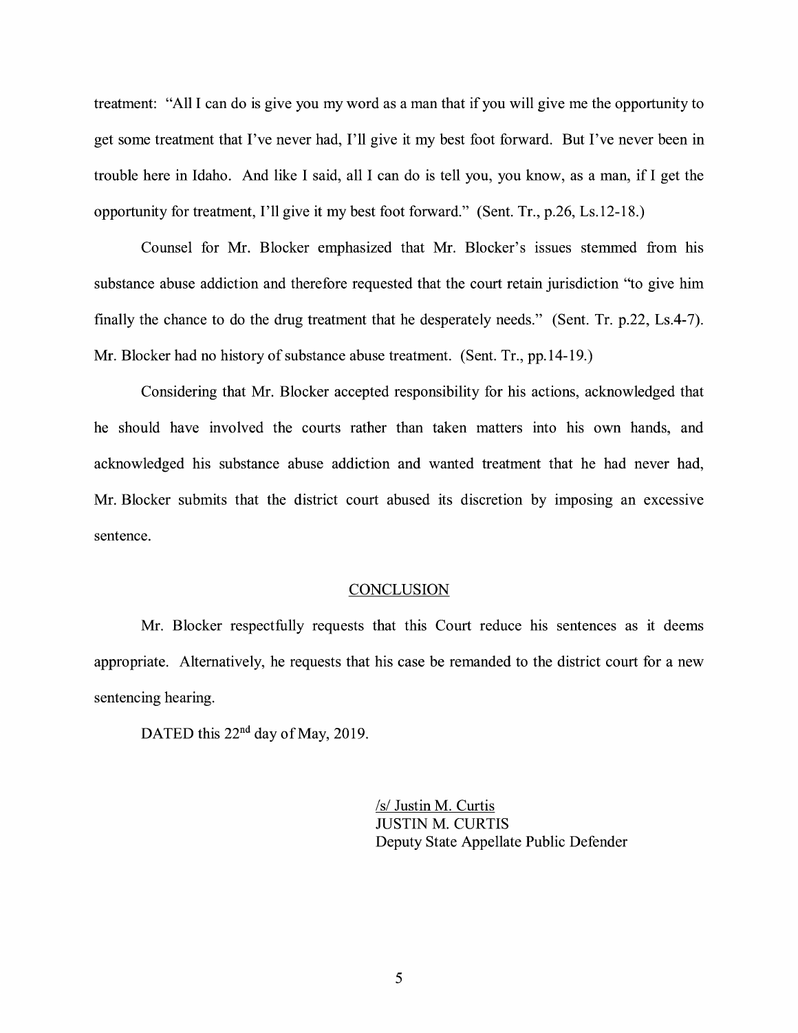treatment: "All I can do is give you my word as a man that if you will give me the opportunity to get some treatment that I've never had, I'll give it my best foot forward. But I've never been in trouble here in Idaho. And like I said, all I can do is tell you, you know, as a man, if I get the opportunity for treatment, I'll give it my best foot forward." (Sent. Tr., p.26, Ls.12-18.)

Counsel for Mr. Blocker emphasized that Mr. Blocker's issues stemmed from his substance abuse addiction and therefore requested that the court retain jurisdiction "to give him finally the chance to do the drug treatment that he desperately needs." (Sent. Tr. p.22, Ls.4-7). Mr. Blocker had no history of substance abuse treatment. (Sent. Tr., pp.14-19.)

Considering that Mr. Blocker accepted responsibility for his actions, acknowledged that he should have involved the courts rather than taken matters into his own hands, and acknowledged his substance abuse addiction and wanted treatment that he had never had, Mr. Blocker submits that the district court abused its discretion by imposing an excessive sentence.

## CONCLUSION

Mr. Blocker respectfully requests that this Court reduce his sentences as it deems appropriate. Alternatively, he requests that his case be remanded to the district court for a new sentencing hearing.

DATED this 22nd day of May, 2019.

/s/ Justin M. Curtis
JUSTIN M. CURTIS
Deputy State Appellate Public Defender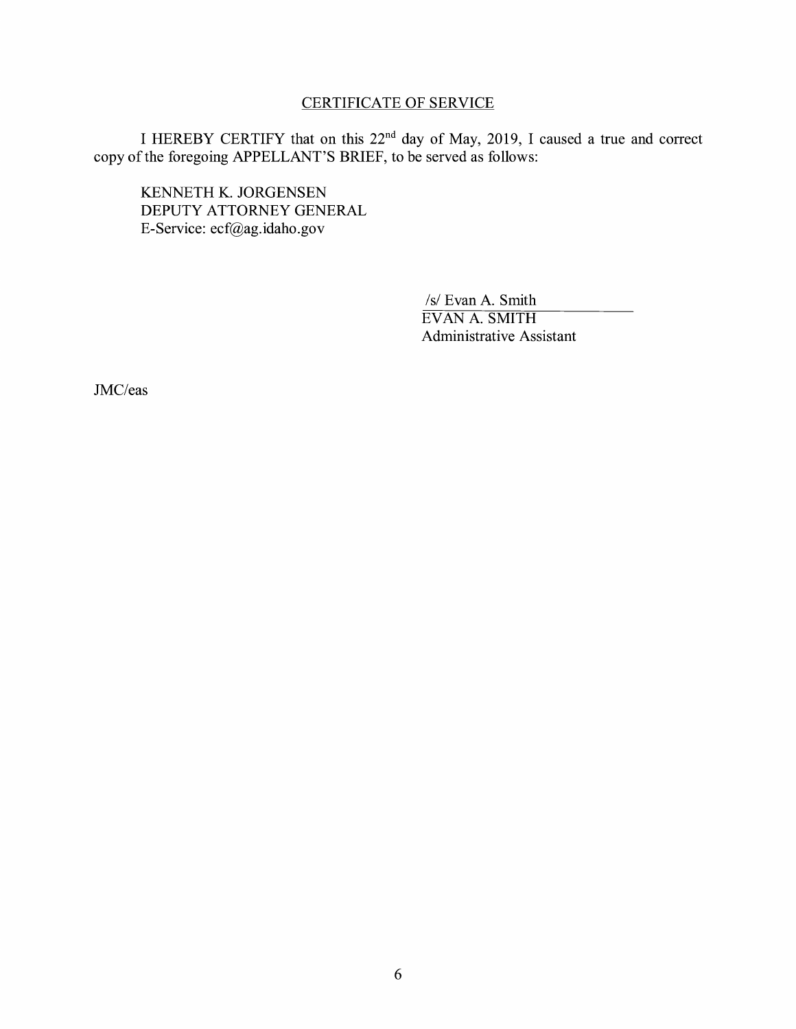## CERTIFICATE OF SERVICE

I HEREBY CERTIFY that on this 22nd day of May, 2019, I caused a true and correct copy of the foregoing APPELLANT'S BRIEF, to be served as follows:

KENNETH K. JORGENSEN
DEPUTY ATTORNEY GENERAL
E-Service: ecf@ag.idaho.gov

/s/ Evan A. Smith
EVAN A. SMITH
Administrative Assistant

JMC/eas